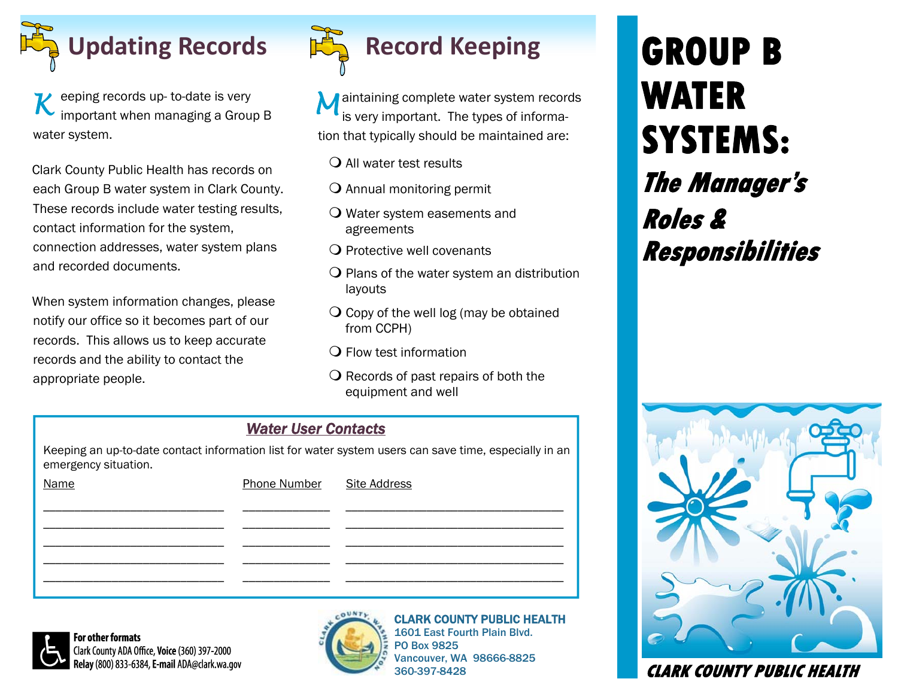## Updating Records

Keeping records up- to-date is very important when managing a Group B water system.

Clark County Public Health has records on each Group B water system in Clark County. These records include water testing results, contact information for the system, connection addresses, water system plans and recorded documents.

When system information changes, please notify our office so it becomes part of our records. This allows us to keep accurate records and the ability to contact the appropriate people.

## Record Keeping

Maintaining complete water system records is very important. The types of information that typically should be maintained are:

- All water test results
- Annual monitoring permit
- Water system easements and agreements
- Protective well covenants
- Plans of the water system an distribution layouts
- Copy of the well log (may be obtained from CCPH)
- Flow test information
- Records of past repairs of both the equipment and well

### *Water User Contacts*

Keeping an up-to-date contact information list for water system users can save time, especially in an emergency situation.

| Name | Phone Number | Site Address |
|---|---|---|
| | | |
| | | |
| | | |
| | | |
| | | |

**For other formats**
Clark County ADA Office, **Voice** (360) 397-2000
**Relay** (800) 833-6384, **E-mail** ADA@clark.wa.gov

**CLARK COUNTY PUBLIC HEALTH**
1601 East Fourth Plain Blvd.
PO Box 9825
Vancouver, WA 98666-8825
360-397-8428

# GROUP B WATER SYSTEMS:

## *The Manager's Roles & Responsibilities*

**CLARK COUNTY PUBLIC HEALTH**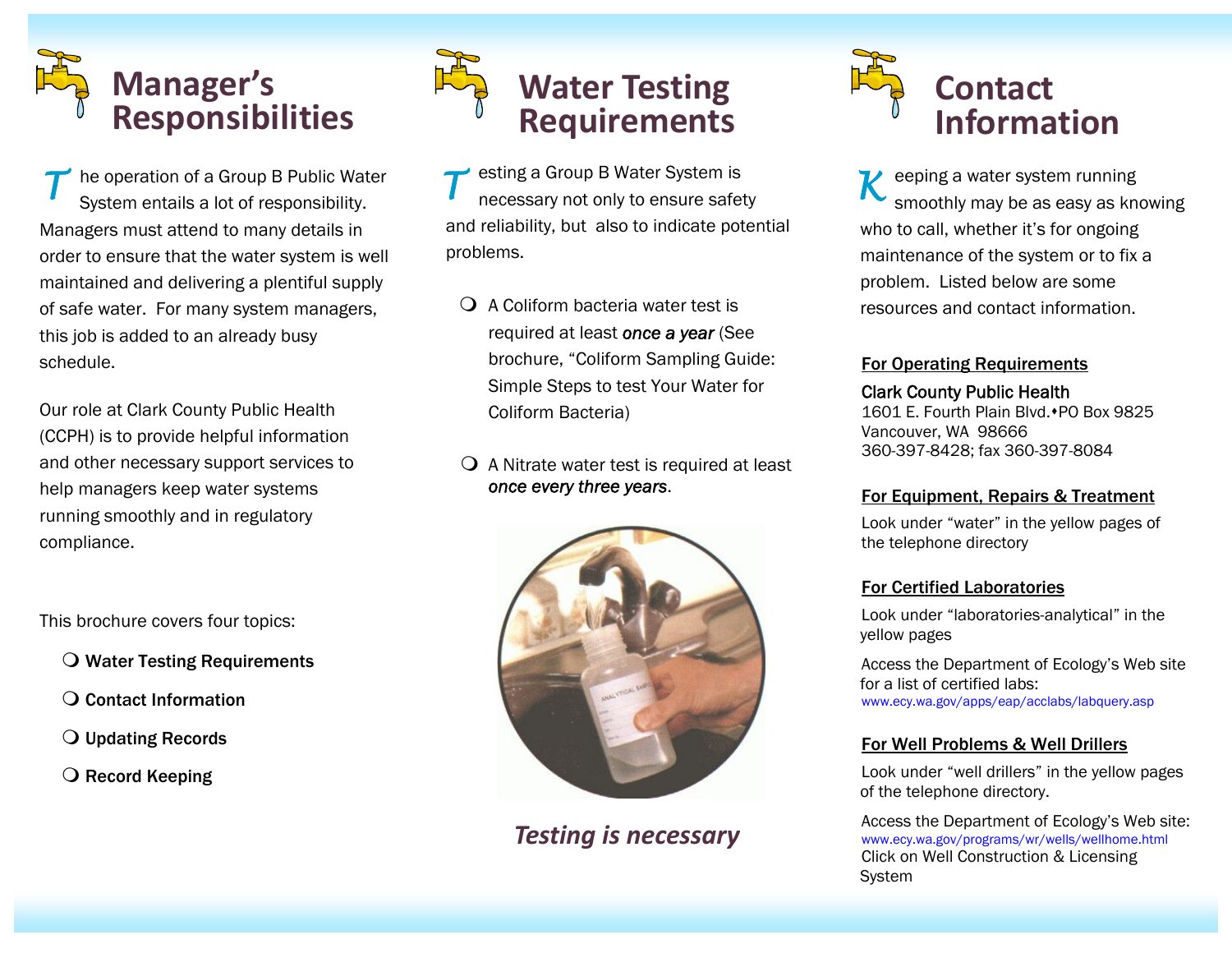# Manager's Responsibilities

The operation of a Group B Public Water System entails a lot of responsibility. Managers must attend to many details in order to ensure that the water system is well maintained and delivering a plentiful supply of safe water. For many system managers, this job is added to an already busy schedule.

Our role at Clark County Public Health (CCPH) is to provide helpful information and other necessary support services to help managers keep water systems running smoothly and in regulatory compliance.

This brochure covers four topics:

- **Water Testing Requirements**
- **Contact Information**
- **Updating Records**
- **Record Keeping**

# Water Testing Requirements

Testing a Group B Water System is necessary not only to ensure safety and reliability, but also to indicate potential problems.

- A Coliform bacteria water test is required at least ***once a year*** (See brochure, "Coliform Sampling Guide: Simple Steps to test Your Water for Coliform Bacteria)
- A Nitrate water test is required at least ***once every three years***.

***Testing is necessary***

# Contact Information

Keeping a water system running smoothly may be as easy as knowing who to call, whether it's for ongoing maintenance of the system or to fix a problem. Listed below are some resources and contact information.

**For Operating Requirements**

Clark County Public Health
1601 E. Fourth Plain Blvd.•PO Box 9825
Vancouver, WA 98666
360-397-8428; fax 360-397-8084

**For Equipment, Repairs & Treatment**

Look under "water" in the yellow pages of the telephone directory

**For Certified Laboratories**

Look under "laboratories-analytical" in the yellow pages

Access the Department of Ecology's Web site for a list of certified labs:
www.ecy.wa.gov/apps/eap/acclabs/labquery.asp

**For Well Problems & Well Drillers**

Look under "well drillers" in the yellow pages of the telephone directory.

Access the Department of Ecology's Web site:
www.ecy.wa.gov/programs/wr/wells/wellhome.html
Click on Well Construction & Licensing System